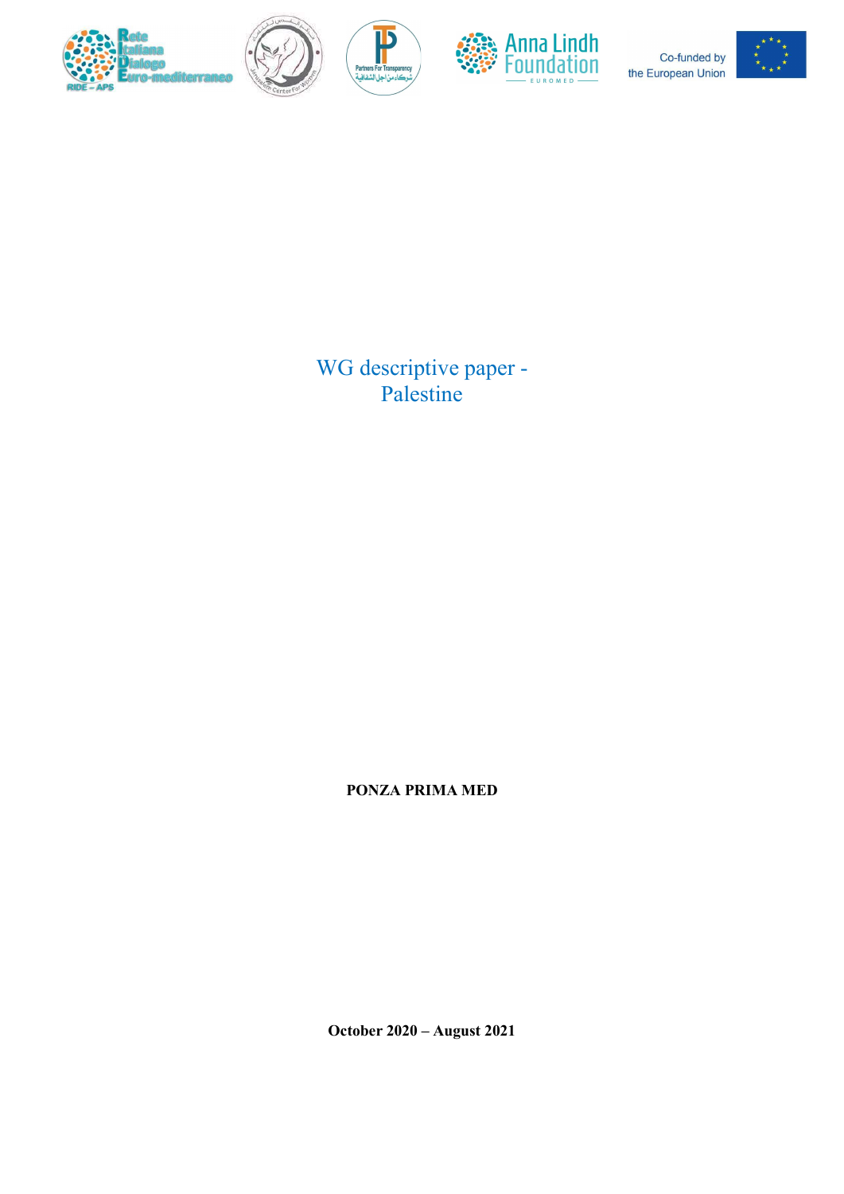# WG descriptive paper - Palestine

**PONZA PRIMA MED**

**October 2020 – August 2021**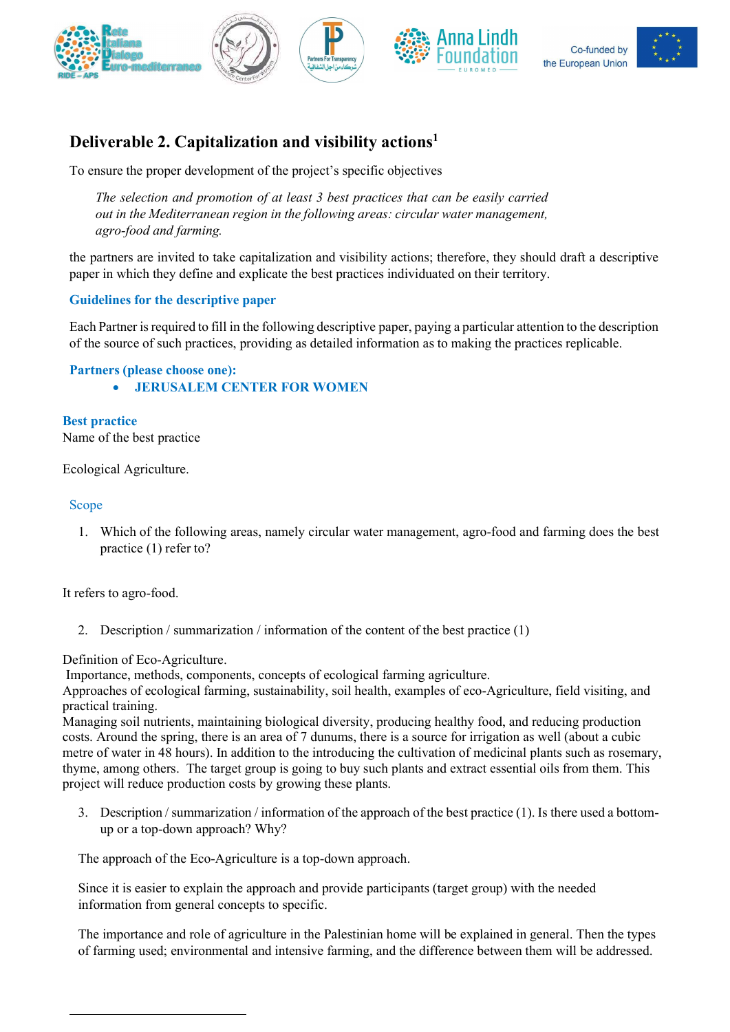# Deliverable 2. Capitalization and visibility actions[1]

To ensure the proper development of the project's specific objectives

> *The selection and promotion of at least 3 best practices that can be easily carried out in the Mediterranean region in the following areas: circular water management, agro-food and farming.*

the partners are invited to take capitalization and visibility actions; therefore, they should draft a descriptive paper in which they define and explicate the best practices individuated on their territory.

### Guidelines for the descriptive paper

Each Partner is required to fill in the following descriptive paper, paying a particular attention to the description of the source of such practices, providing as detailed information as to making the practices replicable.

### Partners (please choose one):

- **JERUSALEM CENTER FOR WOMEN**

### Best practice

Name of the best practice

Ecological Agriculture.

### Scope

1. Which of the following areas, namely circular water management, agro-food and farming does the best practice (1) refer to?

It refers to agro-food.

2. Description / summarization / information of the content of the best practice (1)

Definition of Eco-Agriculture.
Importance, methods, components, concepts of ecological farming agriculture.
Approaches of ecological farming, sustainability, soil health, examples of eco-Agriculture, field visiting, and practical training.
Managing soil nutrients, maintaining biological diversity, producing healthy food, and reducing production costs. Around the spring, there is an area of 7 dunums, there is a source for irrigation as well (about a cubic metre of water in 48 hours). In addition to the introducing the cultivation of medicinal plants such as rosemary, thyme, among others. The target group is going to buy such plants and extract essential oils from them. This project will reduce production costs by growing these plants.

3. Description / summarization / information of the approach of the best practice (1). Is there used a bottom-up or a top-down approach? Why?

The approach of the Eco-Agriculture is a top-down approach.

Since it is easier to explain the approach and provide participants (target group) with the needed information from general concepts to specific.

The importance and role of agriculture in the Palestinian home will be explained in general. Then the types of farming used; environmental and intensive farming, and the difference between them will be addressed.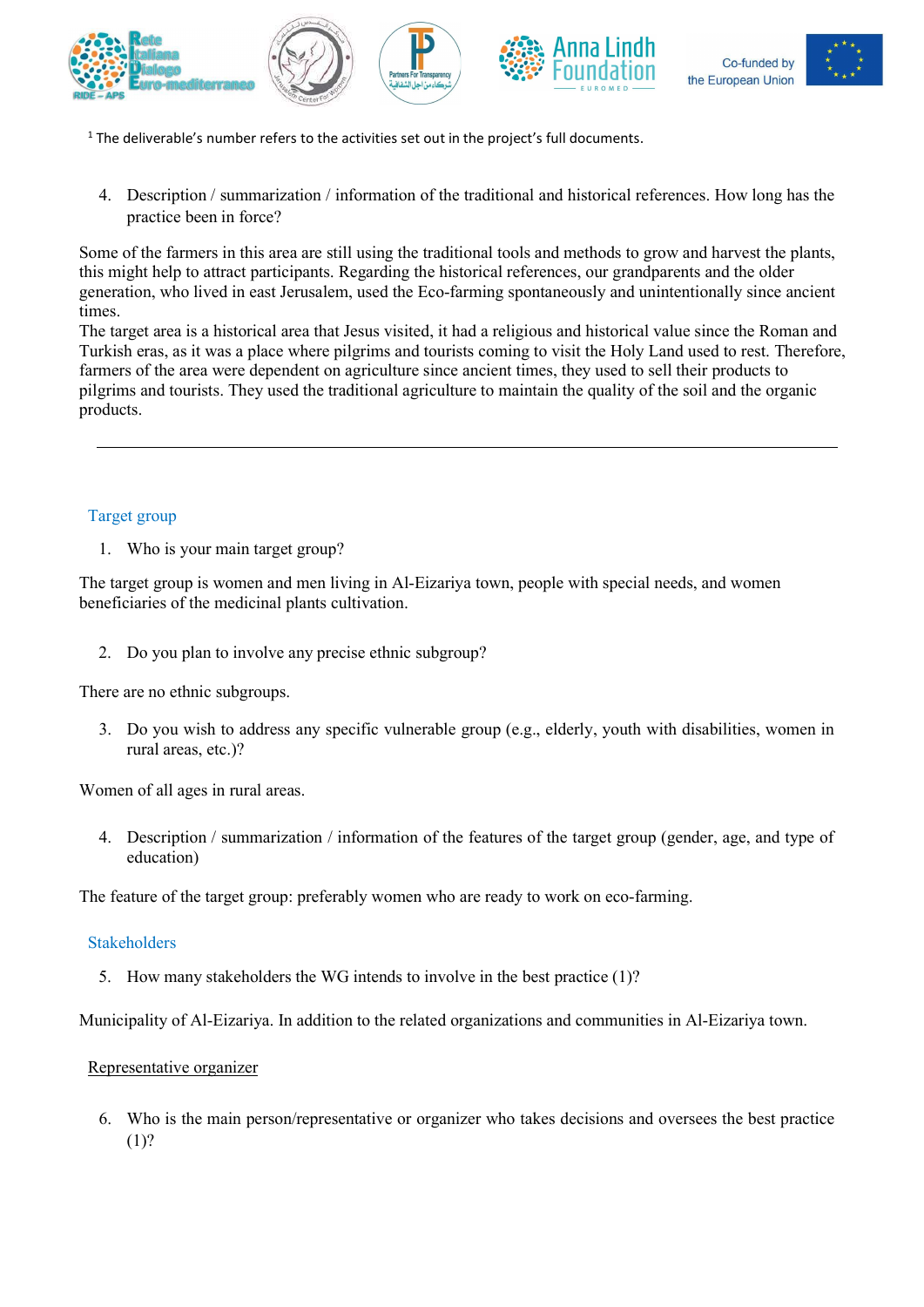[1] The deliverable's number refers to the activities set out in the project's full documents.

4. Description / summarization / information of the traditional and historical references. How long has the practice been in force?

Some of the farmers in this area are still using the traditional tools and methods to grow and harvest the plants, this might help to attract participants. Regarding the historical references, our grandparents and the older generation, who lived in east Jerusalem, used the Eco-farming spontaneously and unintentionally since ancient times.
The target area is a historical area that Jesus visited, it had a religious and historical value since the Roman and Turkish eras, as it was a place where pilgrims and tourists coming to visit the Holy Land used to rest. Therefore, farmers of the area were dependent on agriculture since ancient times, they used to sell their products to pilgrims and tourists. They used the traditional agriculture to maintain the quality of the soil and the organic products.

---

## Target group

1. Who is your main target group?

The target group is women and men living in Al-Eizariya town, people with special needs, and women beneficiaries of the medicinal plants cultivation.

2. Do you plan to involve any precise ethnic subgroup?

There are no ethnic subgroups.

3. Do you wish to address any specific vulnerable group (e.g., elderly, youth with disabilities, women in rural areas, etc.)?

Women of all ages in rural areas.

4. Description / summarization / information of the features of the target group (gender, age, and type of education)

The feature of the target group: preferably women who are ready to work on eco-farming.

## Stakeholders

5. How many stakeholders the WG intends to involve in the best practice (1)?

Municipality of Al-Eizariya. In addition to the related organizations and communities in Al-Eizariya town.

## Representative organizer

6. Who is the main person/representative or organizer who takes decisions and oversees the best practice (1)?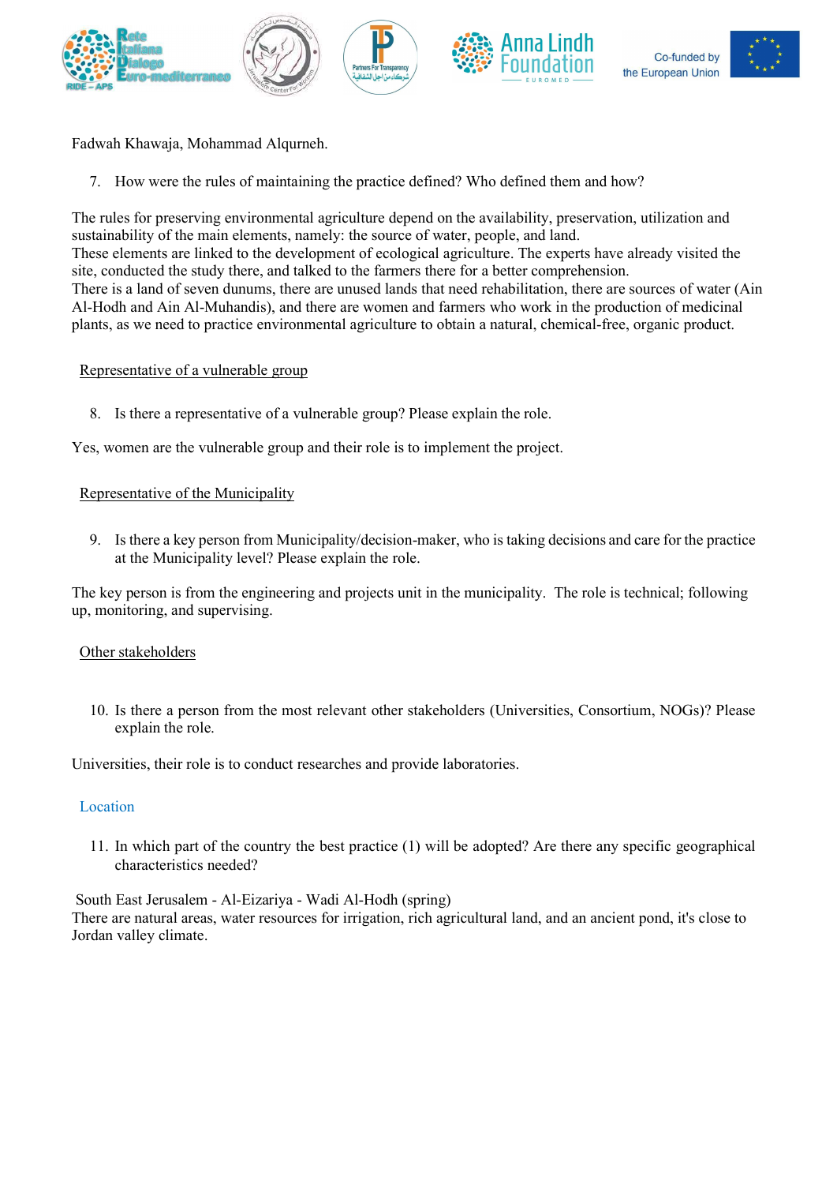Fadwah Khawaja, Mohammad Alqurneh.

7. How were the rules of maintaining the practice defined? Who defined them and how?

The rules for preserving environmental agriculture depend on the availability, preservation, utilization and sustainability of the main elements, namely: the source of water, people, and land.
These elements are linked to the development of ecological agriculture. The experts have already visited the site, conducted the study there, and talked to the farmers there for a better comprehension.
There is a land of seven dunums, there are unused lands that need rehabilitation, there are sources of water (Ain Al-Hodh and Ain Al-Muhandis), and there are women and farmers who work in the production of medicinal plants, as we need to practice environmental agriculture to obtain a natural, chemical-free, organic product.

<u>Representative of a vulnerable group</u>

8. Is there a representative of a vulnerable group? Please explain the role.

Yes, women are the vulnerable group and their role is to implement the project.

<u>Representative of the Municipality</u>

9. Is there a key person from Municipality/decision-maker, who is taking decisions and care for the practice at the Municipality level? Please explain the role.

The key person is from the engineering and projects unit in the municipality. The role is technical; following up, monitoring, and supervising.

<u>Other stakeholders</u>

10. Is there a person from the most relevant other stakeholders (Universities, Consortium, NOGs)? Please explain the role.

Universities, their role is to conduct researches and provide laboratories.

## Location

11. In which part of the country the best practice (1) will be adopted? Are there any specific geographical characteristics needed?

South East Jerusalem - Al-Eizariya - Wadi Al-Hodh (spring)
There are natural areas, water resources for irrigation, rich agricultural land, and an ancient pond, it's close to Jordan valley climate.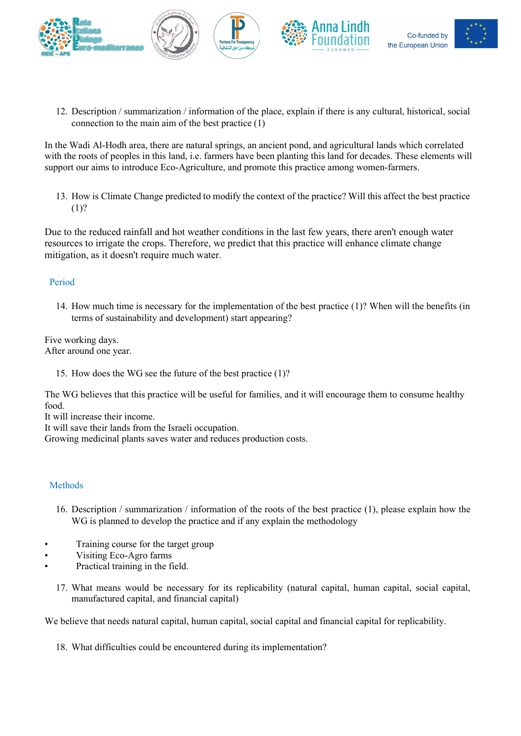12. Description / summarization / information of the place, explain if there is any cultural, historical, social connection to the main aim of the best practice (1)

In the Wadi Al-Hodh area, there are natural springs, an ancient pond, and agricultural lands which correlated with the roots of peoples in this land, i.e. farmers have been planting this land for decades. These elements will support our aims to introduce Eco-Agriculture, and promote this practice among women-farmers.

13. How is Climate Change predicted to modify the context of the practice? Will this affect the best practice (1)?

Due to the reduced rainfall and hot weather conditions in the last few years, there aren't enough water resources to irrigate the crops. Therefore, we predict that this practice will enhance climate change mitigation, as it doesn't require much water.

## Period

14. How much time is necessary for the implementation of the best practice (1)? When will the benefits (in terms of sustainability and development) start appearing?

Five working days.
After around one year.

15. How does the WG see the future of the best practice (1)?

The WG believes that this practice will be useful for families, and it will encourage them to consume healthy food.
It will increase their income.
It will save their lands from the Israeli occupation.
Growing medicinal plants saves water and reduces production costs.

## Methods

16. Description / summarization / information of the roots of the best practice (1), please explain how the WG is planned to develop the practice and if any explain the methodology

- Training course for the target group
- Visiting Eco-Agro farms
- Practical training in the field.

17. What means would be necessary for its replicability (natural capital, human capital, social capital, manufactured capital, and financial capital)

We believe that needs natural capital, human capital, social capital and financial capital for replicability.

18. What difficulties could be encountered during its implementation?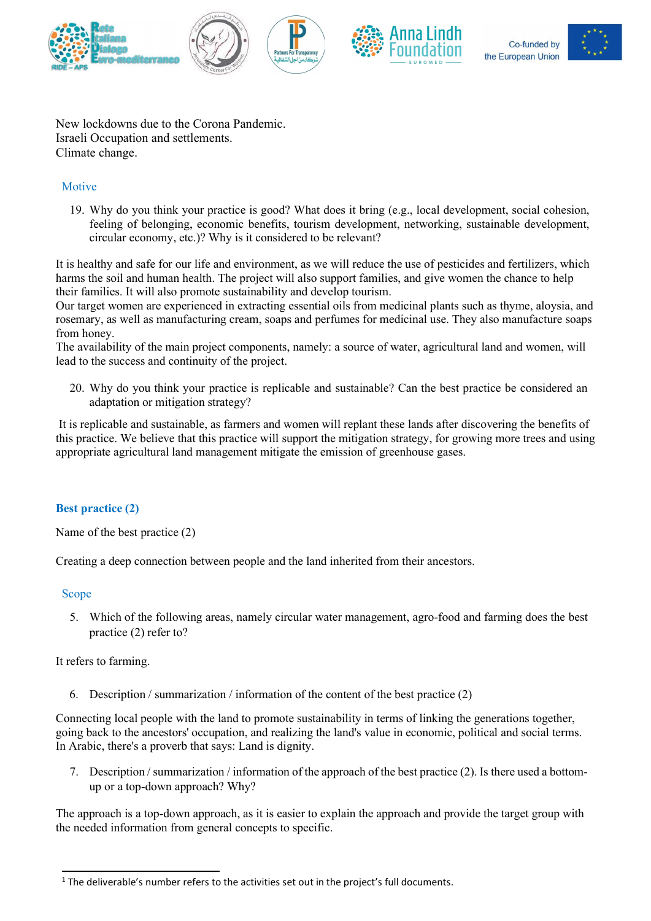New lockdowns due to the Corona Pandemic.
Israeli Occupation and settlements.
Climate change.

### Motive

19. Why do you think your practice is good? What does it bring (e.g., local development, social cohesion, feeling of belonging, economic benefits, tourism development, networking, sustainable development, circular economy, etc.)? Why is it considered to be relevant?

It is healthy and safe for our life and environment, as we will reduce the use of pesticides and fertilizers, which harms the soil and human health. The project will also support families, and give women the chance to help their families. It will also promote sustainability and develop tourism.
Our target women are experienced in extracting essential oils from medicinal plants such as thyme, aloysia, and rosemary, as well as manufacturing cream, soaps and perfumes for medicinal use. They also manufacture soaps from honey.
The availability of the main project components, namely: a source of water, agricultural land and women, will lead to the success and continuity of the project.

20. Why do you think your practice is replicable and sustainable? Can the best practice be considered an adaptation or mitigation strategy?

It is replicable and sustainable, as farmers and women will replant these lands after discovering the benefits of this practice. We believe that this practice will support the mitigation strategy, for growing more trees and using appropriate agricultural land management mitigate the emission of greenhouse gases.

## Best practice (2)

Name of the best practice (2)

Creating a deep connection between people and the land inherited from their ancestors.

### Scope

5. Which of the following areas, namely circular water management, agro-food and farming does the best practice (2) refer to?

It refers to farming.

6. Description / summarization / information of the content of the best practice (2)

Connecting local people with the land to promote sustainability in terms of linking the generations together, going back to the ancestors' occupation, and realizing the land's value in economic, political and social terms. In Arabic, there's a proverb that says: Land is dignity.

7. Description / summarization / information of the approach of the best practice (2). Is there used a bottom-up or a top-down approach? Why?

The approach is a top-down approach, as it is easier to explain the approach and provide the target group with the needed information from general concepts to specific.

[1] The deliverable's number refers to the activities set out in the project's full documents.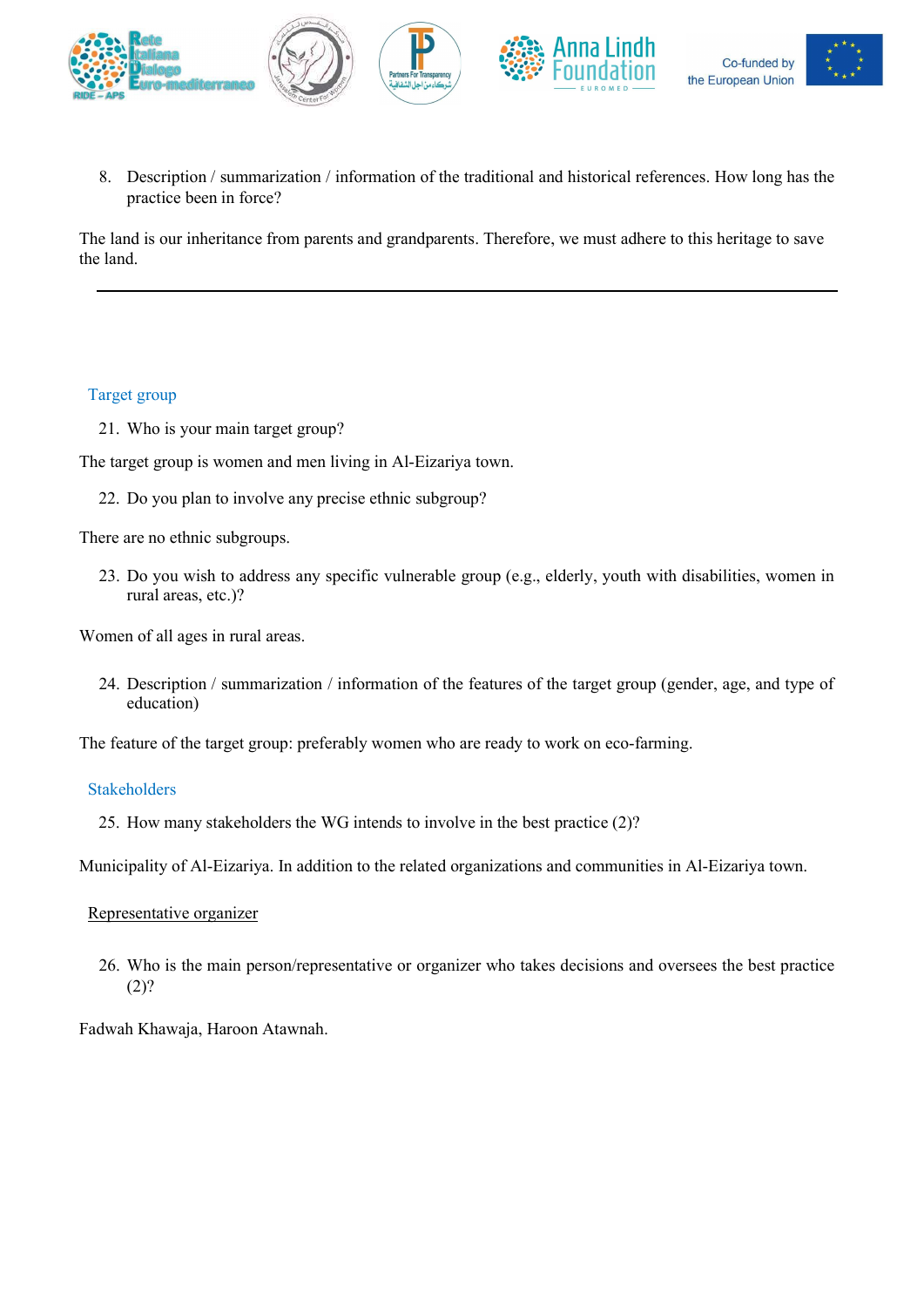8. Description / summarization / information of the traditional and historical references. How long has the practice been in force?

The land is our inheritance from parents and grandparents. Therefore, we must adhere to this heritage to save the land.

---

### Target group

21. Who is your main target group?

The target group is women and men living in Al-Eizariya town.

22. Do you plan to involve any precise ethnic subgroup?

There are no ethnic subgroups.

23. Do you wish to address any specific vulnerable group (e.g., elderly, youth with disabilities, women in rural areas, etc.)?

Women of all ages in rural areas.

24. Description / summarization / information of the features of the target group (gender, age, and type of education)

The feature of the target group: preferably women who are ready to work on eco-farming.

### Stakeholders

25. How many stakeholders the WG intends to involve in the best practice (2)?

Municipality of Al-Eizariya. In addition to the related organizations and communities in Al-Eizariya town.

Representative organizer

26. Who is the main person/representative or organizer who takes decisions and oversees the best practice (2)?

Fadwah Khawaja, Haroon Atawnah.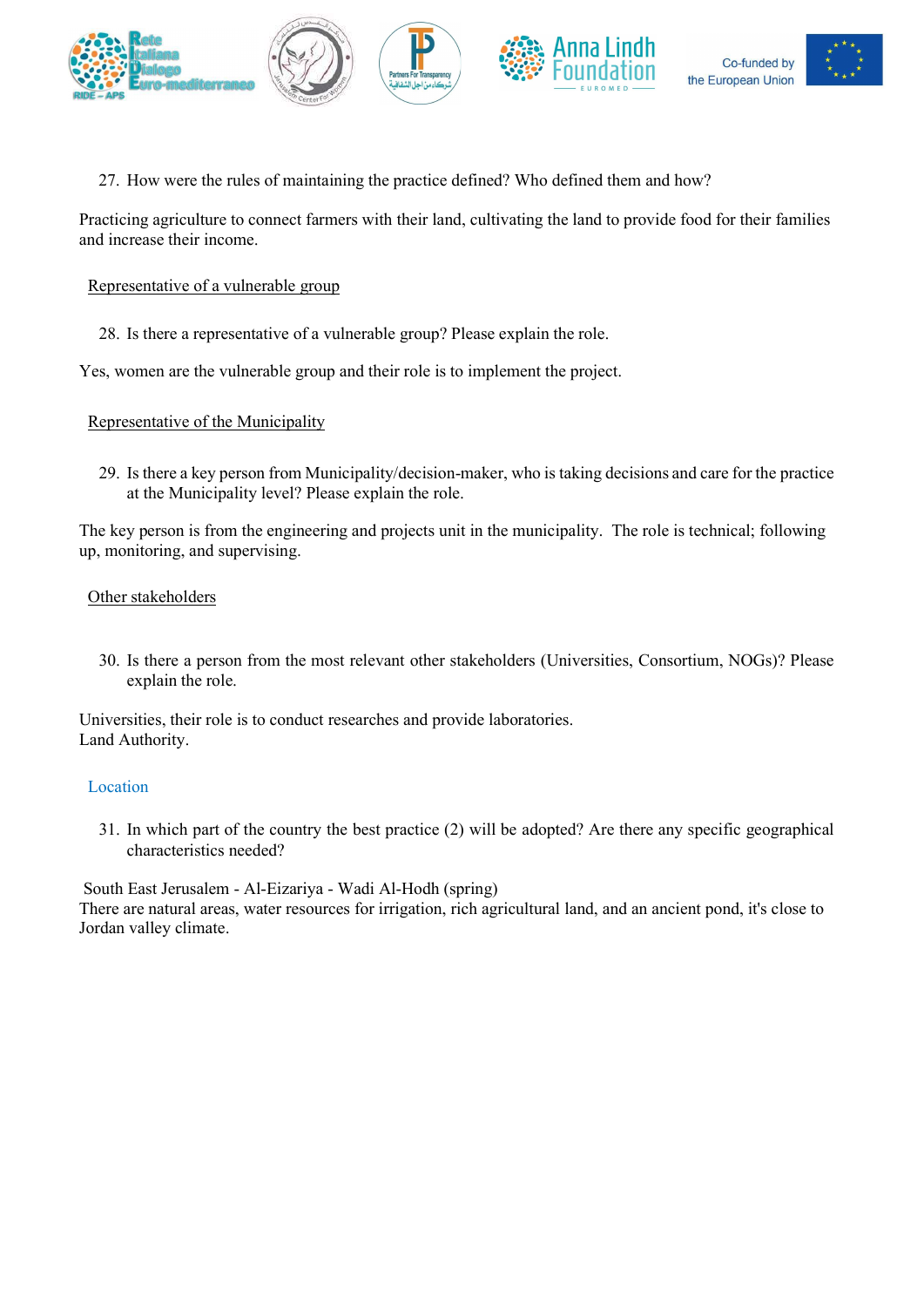27. How were the rules of maintaining the practice defined? Who defined them and how?

Practicing agriculture to connect farmers with their land, cultivating the land to provide food for their families and increase their income.

Representative of a vulnerable group

28. Is there a representative of a vulnerable group? Please explain the role.

Yes, women are the vulnerable group and their role is to implement the project.

Representative of the Municipality

29. Is there a key person from Municipality/decision-maker, who is taking decisions and care for the practice at the Municipality level? Please explain the role.

The key person is from the engineering and projects unit in the municipality. The role is technical; following up, monitoring, and supervising.

Other stakeholders

30. Is there a person from the most relevant other stakeholders (Universities, Consortium, NOGs)? Please explain the role.

Universities, their role is to conduct researches and provide laboratories.
Land Authority.

## Location

31. In which part of the country the best practice (2) will be adopted? Are there any specific geographical characteristics needed?

South East Jerusalem - Al-Eizariya - Wadi Al-Hodh (spring)
There are natural areas, water resources for irrigation, rich agricultural land, and an ancient pond, it's close to Jordan valley climate.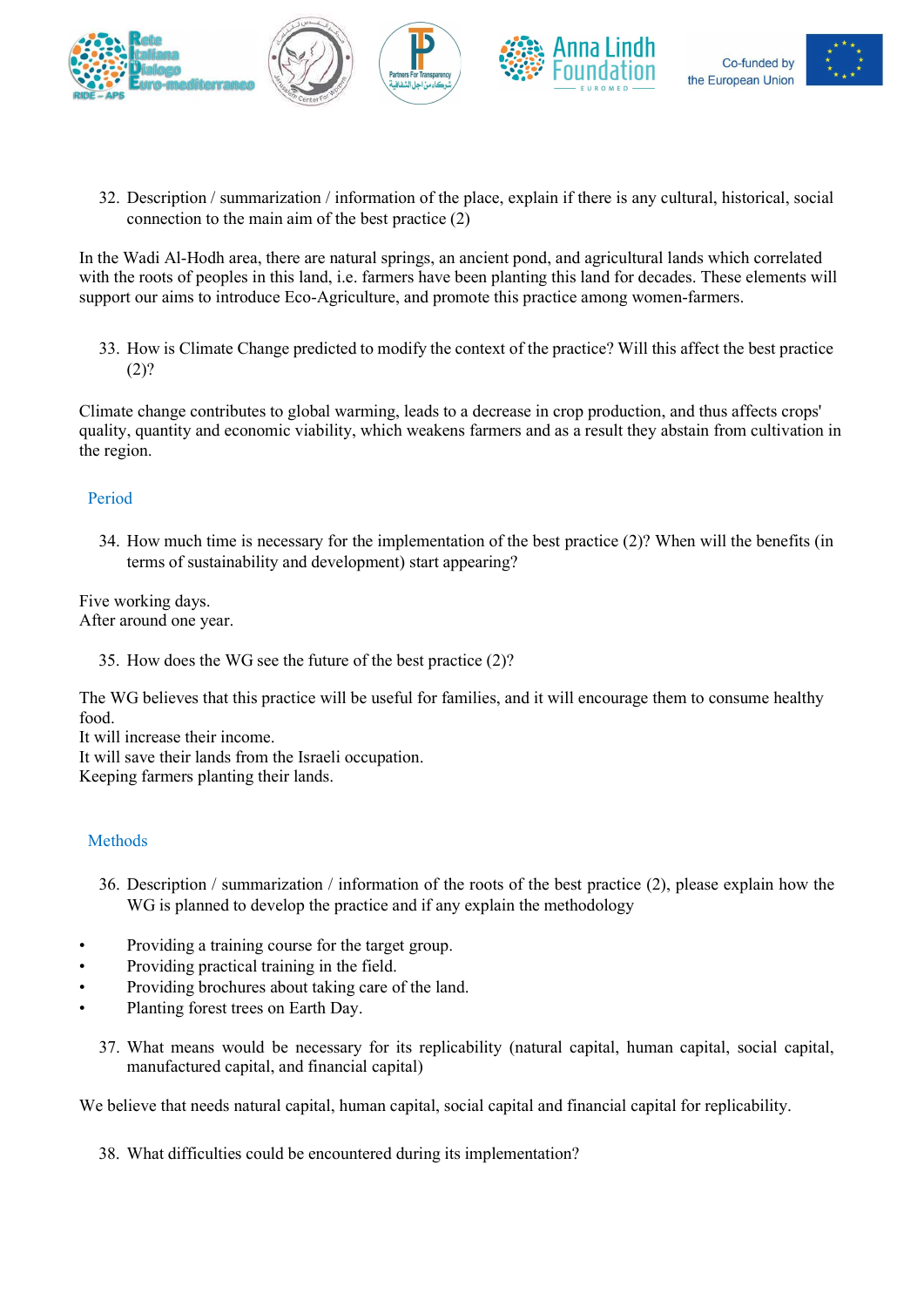32. Description / summarization / information of the place, explain if there is any cultural, historical, social connection to the main aim of the best practice (2)

In the Wadi Al-Hodh area, there are natural springs, an ancient pond, and agricultural lands which correlated with the roots of peoples in this land, i.e. farmers have been planting this land for decades. These elements will support our aims to introduce Eco-Agriculture, and promote this practice among women-farmers.

33. How is Climate Change predicted to modify the context of the practice? Will this affect the best practice (2)?

Climate change contributes to global warming, leads to a decrease in crop production, and thus affects crops' quality, quantity and economic viability, which weakens farmers and as a result they abstain from cultivation in the region.

## Period

34. How much time is necessary for the implementation of the best practice (2)? When will the benefits (in terms of sustainability and development) start appearing?

Five working days.
After around one year.

35. How does the WG see the future of the best practice (2)?

The WG believes that this practice will be useful for families, and it will encourage them to consume healthy food.
It will increase their income.
It will save their lands from the Israeli occupation.
Keeping farmers planting their lands.

## Methods

36. Description / summarization / information of the roots of the best practice (2), please explain how the WG is planned to develop the practice and if any explain the methodology

- Providing a training course for the target group.
- Providing practical training in the field.
- Providing brochures about taking care of the land.
- Planting forest trees on Earth Day.

37. What means would be necessary for its replicability (natural capital, human capital, social capital, manufactured capital, and financial capital)

We believe that needs natural capital, human capital, social capital and financial capital for replicability.

38. What difficulties could be encountered during its implementation?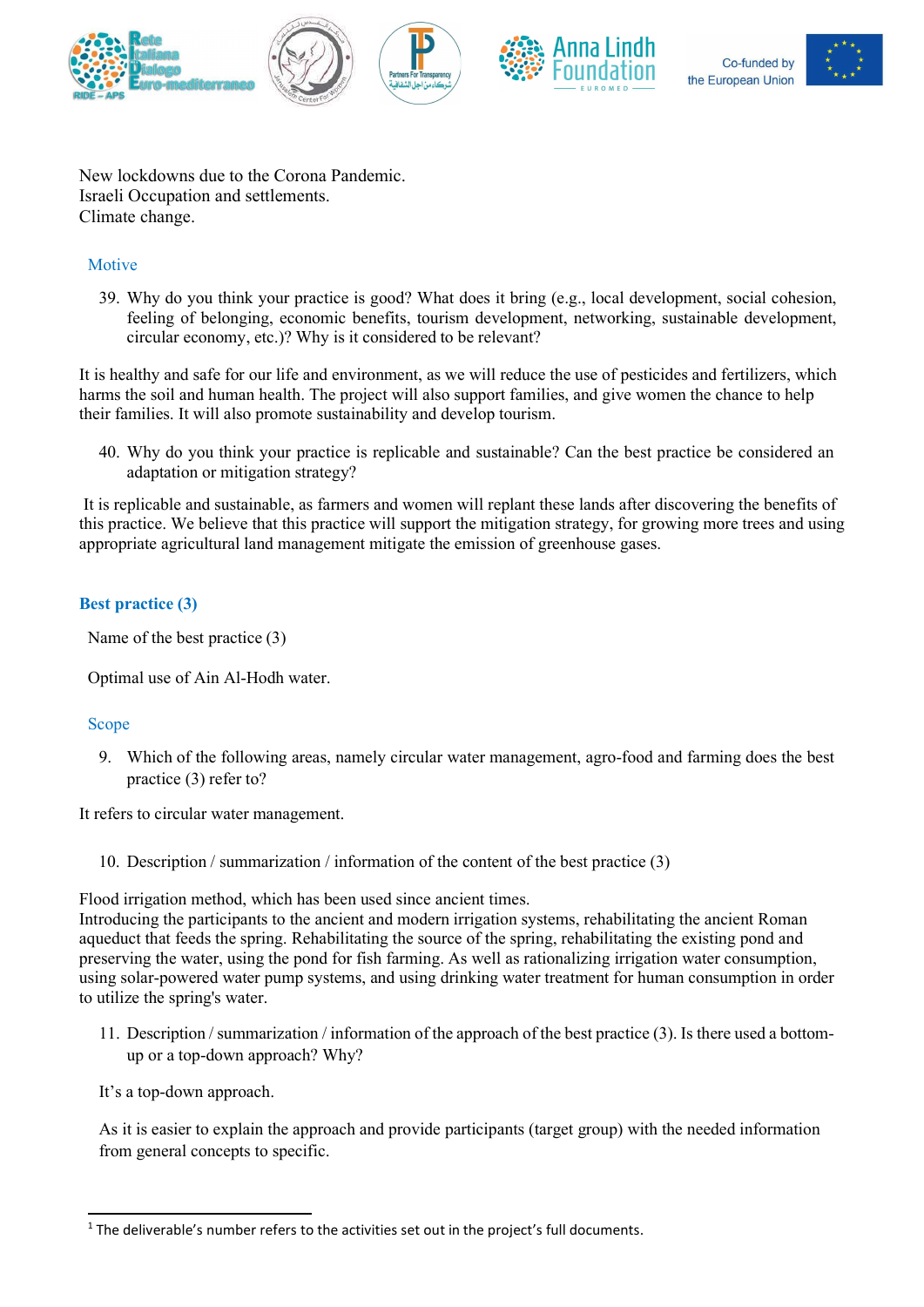New lockdowns due to the Corona Pandemic.
Israeli Occupation and settlements.
Climate change.

### Motive

39. Why do you think your practice is good? What does it bring (e.g., local development, social cohesion, feeling of belonging, economic benefits, tourism development, networking, sustainable development, circular economy, etc.)? Why is it considered to be relevant?

It is healthy and safe for our life and environment, as we will reduce the use of pesticides and fertilizers, which harms the soil and human health. The project will also support families, and give women the chance to help their families. It will also promote sustainability and develop tourism.

40. Why do you think your practice is replicable and sustainable? Can the best practice be considered an adaptation or mitigation strategy?

It is replicable and sustainable, as farmers and women will replant these lands after discovering the benefits of this practice. We believe that this practice will support the mitigation strategy, for growing more trees and using appropriate agricultural land management mitigate the emission of greenhouse gases.

## Best practice (3)

Name of the best practice (3)

Optimal use of Ain Al-Hodh water.

### Scope

9. Which of the following areas, namely circular water management, agro-food and farming does the best practice (3) refer to?

It refers to circular water management.

10. Description / summarization / information of the content of the best practice (3)

Flood irrigation method, which has been used since ancient times.
Introducing the participants to the ancient and modern irrigation systems, rehabilitating the ancient Roman aqueduct that feeds the spring. Rehabilitating the source of the spring, rehabilitating the existing pond and preserving the water, using the pond for fish farming. As well as rationalizing irrigation water consumption, using solar-powered water pump systems, and using drinking water treatment for human consumption in order to utilize the spring's water.

11. Description / summarization / information of the approach of the best practice (3). Is there used a bottom-up or a top-down approach? Why?

It's a top-down approach.

As it is easier to explain the approach and provide participants (target group) with the needed information from general concepts to specific.

[1] The deliverable's number refers to the activities set out in the project's full documents.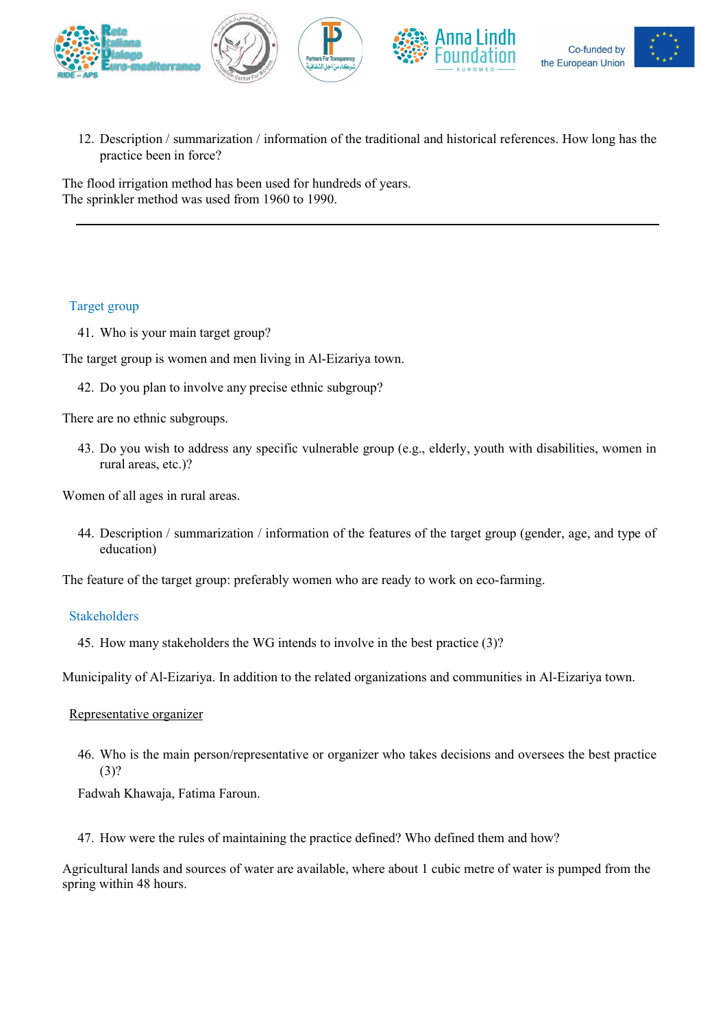12. Description / summarization / information of the traditional and historical references. How long has the practice been in force?

The flood irrigation method has been used for hundreds of years.
The sprinkler method was used from 1960 to 1990.

---

## Target group

41. Who is your main target group?

The target group is women and men living in Al-Eizariya town.

42. Do you plan to involve any precise ethnic subgroup?

There are no ethnic subgroups.

43. Do you wish to address any specific vulnerable group (e.g., elderly, youth with disabilities, women in rural areas, etc.)?

Women of all ages in rural areas.

44. Description / summarization / information of the features of the target group (gender, age, and type of education)

The feature of the target group: preferably women who are ready to work on eco-farming.

## Stakeholders

45. How many stakeholders the WG intends to involve in the best practice (3)?

Municipality of Al-Eizariya. In addition to the related organizations and communities in Al-Eizariya town.

Representative organizer

46. Who is the main person/representative or organizer who takes decisions and oversees the best practice (3)?

Fadwah Khawaja, Fatima Faroun.

47. How were the rules of maintaining the practice defined? Who defined them and how?

Agricultural lands and sources of water are available, where about 1 cubic metre of water is pumped from the spring within 48 hours.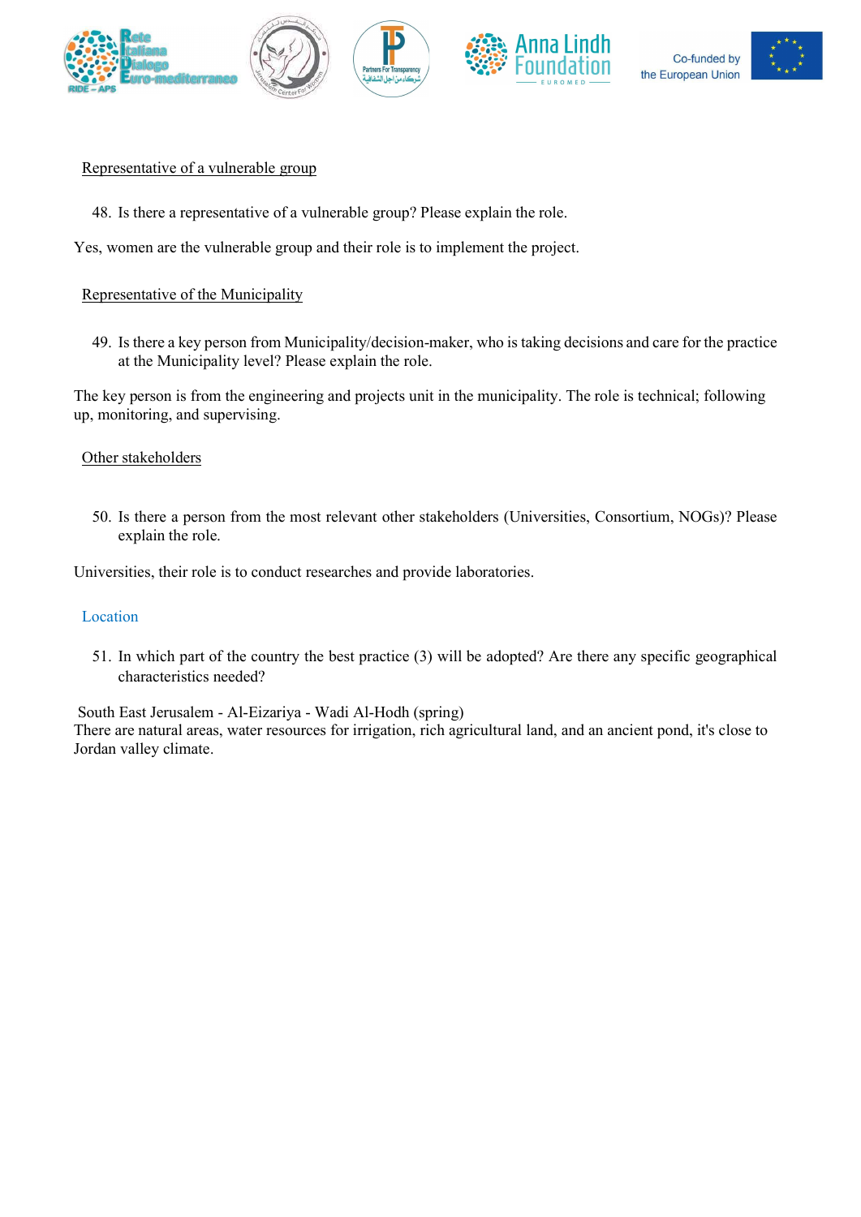<u>Representative of a vulnerable group</u>

48. Is there a representative of a vulnerable group? Please explain the role.

Yes, women are the vulnerable group and their role is to implement the project.

<u>Representative of the Municipality</u>

49. Is there a key person from Municipality/decision-maker, who is taking decisions and care for the practice at the Municipality level? Please explain the role.

The key person is from the engineering and projects unit in the municipality. The role is technical; following up, monitoring, and supervising.

<u>Other stakeholders</u>

50. Is there a person from the most relevant other stakeholders (Universities, Consortium, NOGs)? Please explain the role.

Universities, their role is to conduct researches and provide laboratories.

## Location

51. In which part of the country the best practice (3) will be adopted? Are there any specific geographical characteristics needed?

South East Jerusalem - Al-Eizariya - Wadi Al-Hodh (spring)
There are natural areas, water resources for irrigation, rich agricultural land, and an ancient pond, it's close to Jordan valley climate.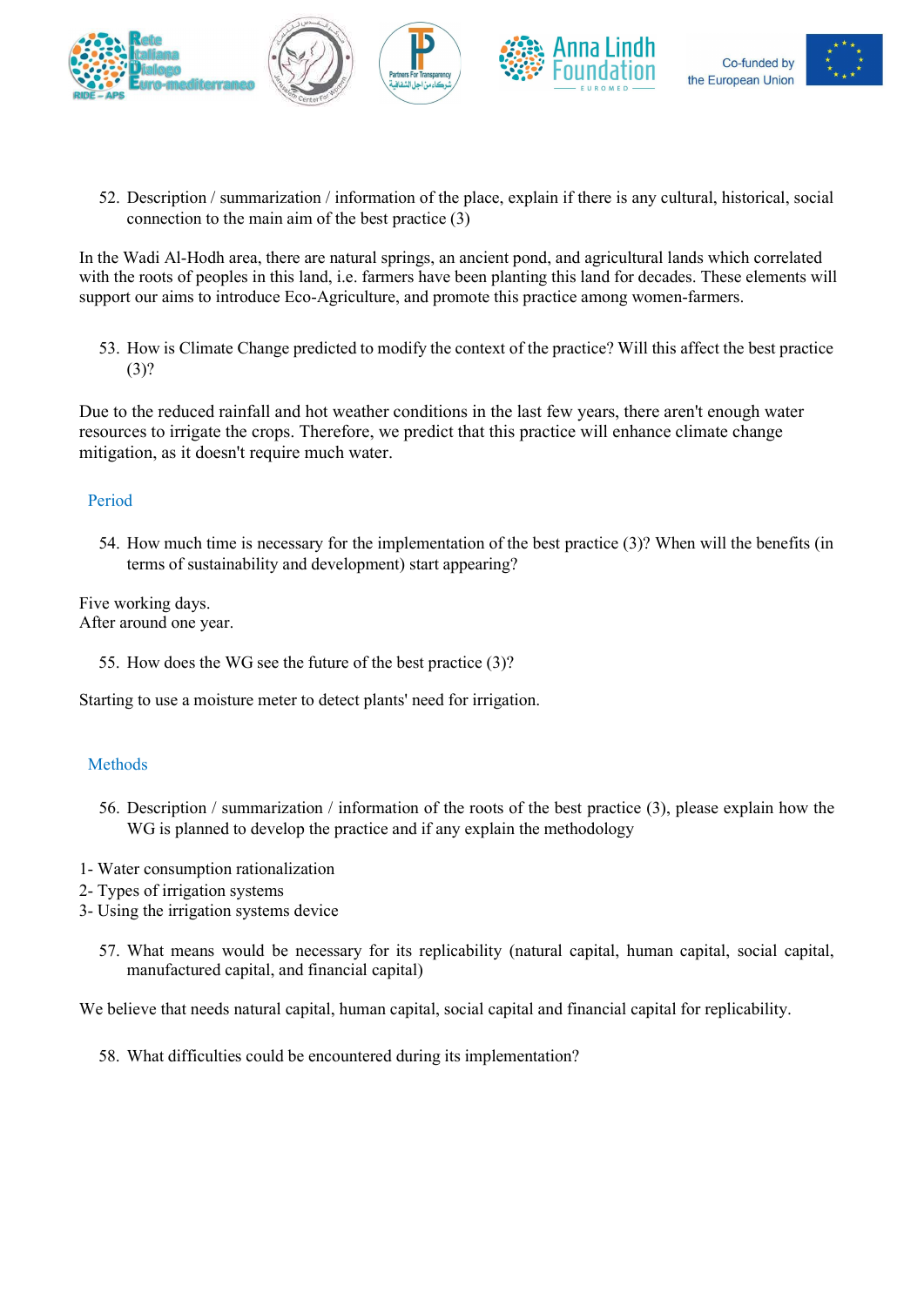52. Description / summarization / information of the place, explain if there is any cultural, historical, social connection to the main aim of the best practice (3)

In the Wadi Al-Hodh area, there are natural springs, an ancient pond, and agricultural lands which correlated with the roots of peoples in this land, i.e. farmers have been planting this land for decades. These elements will support our aims to introduce Eco-Agriculture, and promote this practice among women-farmers.

53. How is Climate Change predicted to modify the context of the practice? Will this affect the best practice (3)?

Due to the reduced rainfall and hot weather conditions in the last few years, there aren't enough water resources to irrigate the crops. Therefore, we predict that this practice will enhance climate change mitigation, as it doesn't require much water.

## Period

54. How much time is necessary for the implementation of the best practice (3)? When will the benefits (in terms of sustainability and development) start appearing?

Five working days.
After around one year.

55. How does the WG see the future of the best practice (3)?

Starting to use a moisture meter to detect plants' need for irrigation.

## Methods

56. Description / summarization / information of the roots of the best practice (3), please explain how the WG is planned to develop the practice and if any explain the methodology

1- Water consumption rationalization
2- Types of irrigation systems
3- Using the irrigation systems device

57. What means would be necessary for its replicability (natural capital, human capital, social capital, manufactured capital, and financial capital)

We believe that needs natural capital, human capital, social capital and financial capital for replicability.

58. What difficulties could be encountered during its implementation?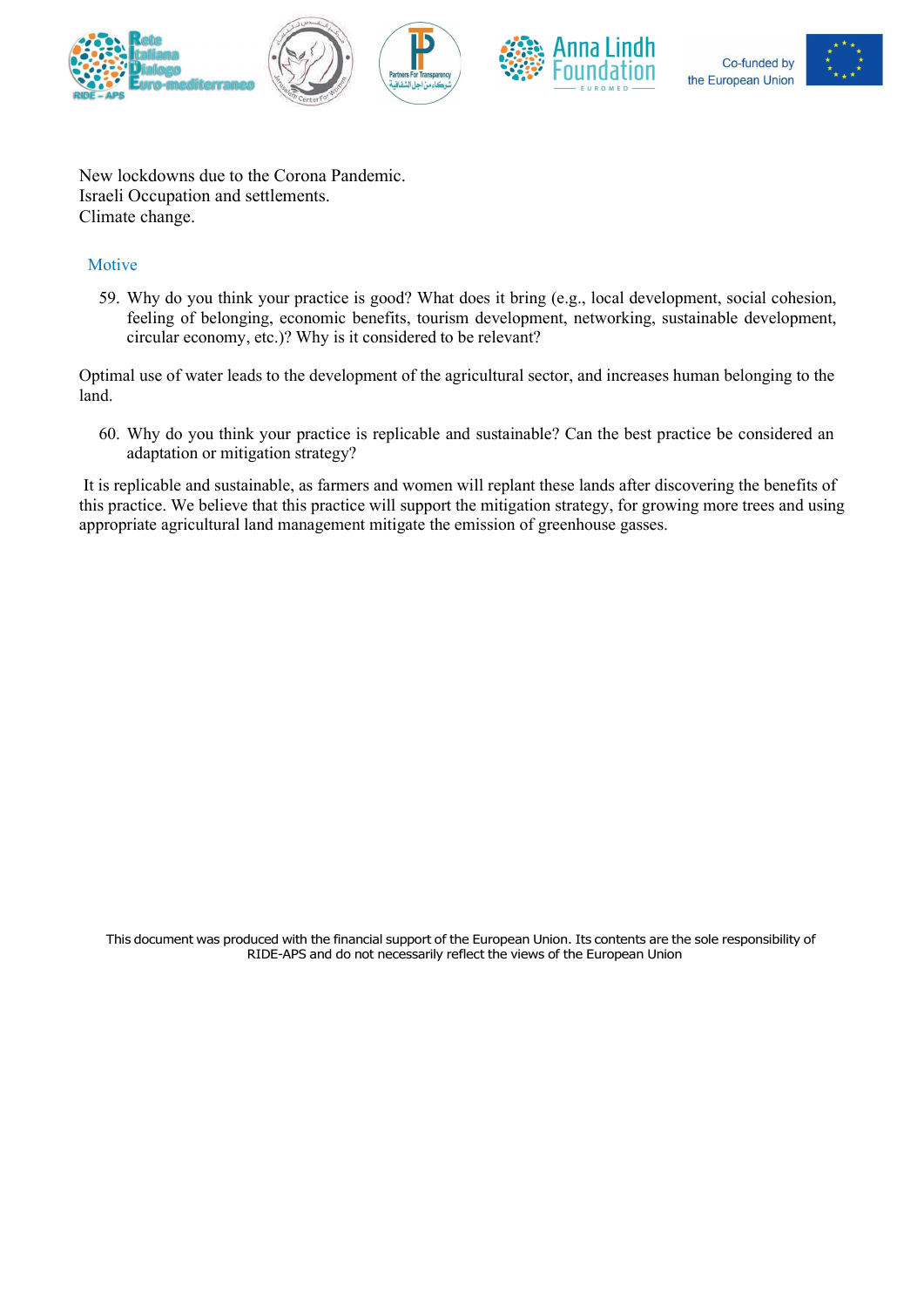New lockdowns due to the Corona Pandemic.
Israeli Occupation and settlements.
Climate change.

## Motive

59. Why do you think your practice is good? What does it bring (e.g., local development, social cohesion, feeling of belonging, economic benefits, tourism development, networking, sustainable development, circular economy, etc.)? Why is it considered to be relevant?

Optimal use of water leads to the development of the agricultural sector, and increases human belonging to the land.

60. Why do you think your practice is replicable and sustainable? Can the best practice be considered an adaptation or mitigation strategy?

It is replicable and sustainable, as farmers and women will replant these lands after discovering the benefits of this practice. We believe that this practice will support the mitigation strategy, for growing more trees and using appropriate agricultural land management mitigate the emission of greenhouse gasses.